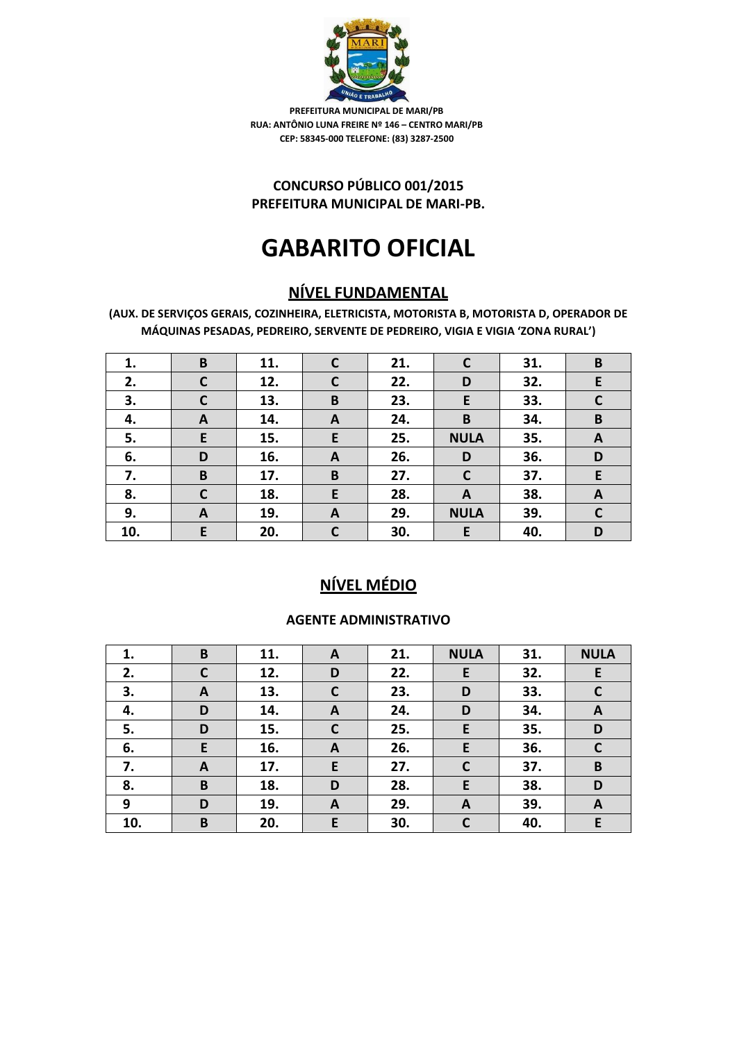**PREFEITURA MUNICIPAL DE MARI/PB**
**RUA: ANTÔNIO LUNA FREIRE Nº 146 – CENTRO MARI/PB**
**CEP: 58345-000 TELEFONE: (83) 3287-2500**

**CONCURSO PÚBLICO 001/2015**
**PREFEITURA MUNICIPAL DE MARI-PB.**

# GABARITO OFICIAL

## NÍVEL FUNDAMENTAL

**(AUX. DE SERVIÇOS GERAIS, COZINHEIRA, ELETRICISTA, MOTORISTA B, MOTORISTA D, OPERADOR DE MÁQUINAS PESADAS, PEDREIRO, SERVENTE DE PEDREIRO, VIGIA E VIGIA 'ZONA RURAL')**

| | | | | | | | |
|---|---|---|---|---|---|---|---|
| 1. | B | 11. | C | 21. | C | 31. | B |
| 2. | C | 12. | C | 22. | D | 32. | E |
| 3. | C | 13. | B | 23. | E | 33. | C |
| 4. | A | 14. | A | 24. | B | 34. | B |
| 5. | E | 15. | E | 25. | NULA | 35. | A |
| 6. | D | 16. | A | 26. | D | 36. | D |
| 7. | B | 17. | B | 27. | C | 37. | E |
| 8. | C | 18. | E | 28. | A | 38. | A |
| 9. | A | 19. | A | 29. | NULA | 39. | C |
| 10. | E | 20. | C | 30. | E | 40. | D |

## NÍVEL MÉDIO

**AGENTE ADMINISTRATIVO**

| | | | | | | | |
|---|---|---|---|---|---|---|---|
| 1. | B | 11. | A | 21. | NULA | 31. | NULA |
| 2. | C | 12. | D | 22. | E | 32. | E |
| 3. | A | 13. | C | 23. | D | 33. | C |
| 4. | D | 14. | A | 24. | D | 34. | A |
| 5. | D | 15. | C | 25. | E | 35. | D |
| 6. | E | 16. | A | 26. | E | 36. | C |
| 7. | A | 17. | E | 27. | C | 37. | B |
| 8. | B | 18. | D | 28. | E | 38. | D |
| 9 | D | 19. | A | 29. | A | 39. | A |
| 10. | B | 20. | E | 30. | C | 40. | E |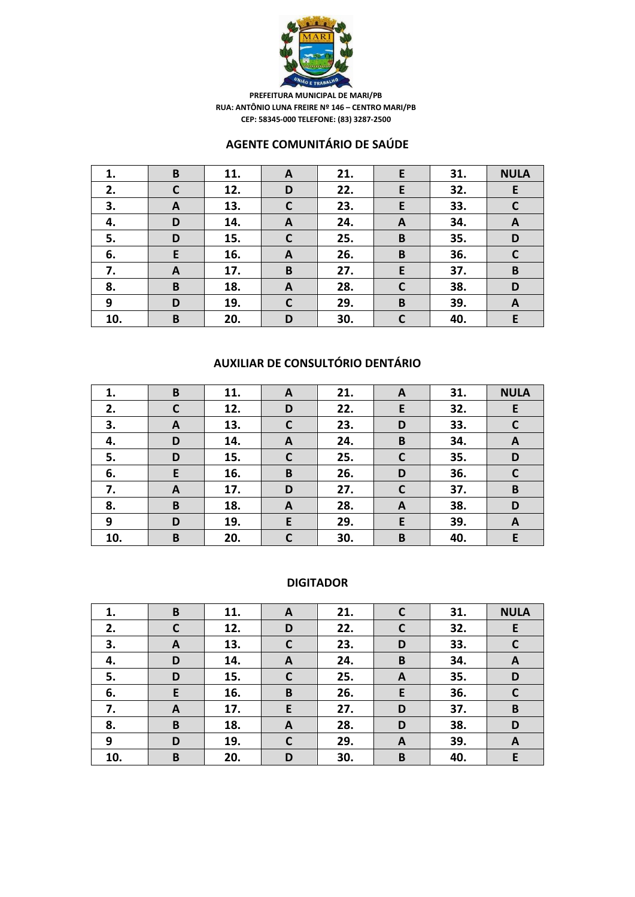PREFEITURA MUNICIPAL DE MARI/PB
RUA: ANTÔNIO LUNA FREIRE Nº 146 – CENTRO MARI/PB
CEP: 58345-000 TELEFONE: (83) 3287-2500

## AGENTE COMUNITÁRIO DE SAÚDE

| 1. | B | 11. | A | 21. | E | 31. | NULA |
|---|---|---|---|---|---|---|---|
| 2. | C | 12. | D | 22. | E | 32. | E |
| 3. | A | 13. | C | 23. | E | 33. | C |
| 4. | D | 14. | A | 24. | A | 34. | A |
| 5. | D | 15. | C | 25. | B | 35. | D |
| 6. | E | 16. | A | 26. | B | 36. | C |
| 7. | A | 17. | B | 27. | E | 37. | B |
| 8. | B | 18. | A | 28. | C | 38. | D |
| 9 | D | 19. | C | 29. | B | 39. | A |
| 10. | B | 20. | D | 30. | C | 40. | E |

## AUXILIAR DE CONSULTÓRIO DENTÁRIO

| 1. | B | 11. | A | 21. | A | 31. | NULA |
|---|---|---|---|---|---|---|---|
| 2. | C | 12. | D | 22. | E | 32. | E |
| 3. | A | 13. | C | 23. | D | 33. | C |
| 4. | D | 14. | A | 24. | B | 34. | A |
| 5. | D | 15. | C | 25. | C | 35. | D |
| 6. | E | 16. | B | 26. | D | 36. | C |
| 7. | A | 17. | D | 27. | C | 37. | B |
| 8. | B | 18. | A | 28. | A | 38. | D |
| 9 | D | 19. | E | 29. | E | 39. | A |
| 10. | B | 20. | C | 30. | B | 40. | E |

## DIGITADOR

| 1. | B | 11. | A | 21. | C | 31. | NULA |
|---|---|---|---|---|---|---|---|
| 2. | C | 12. | D | 22. | C | 32. | E |
| 3. | A | 13. | C | 23. | D | 33. | C |
| 4. | D | 14. | A | 24. | B | 34. | A |
| 5. | D | 15. | C | 25. | A | 35. | D |
| 6. | E | 16. | B | 26. | E | 36. | C |
| 7. | A | 17. | E | 27. | D | 37. | B |
| 8. | B | 18. | A | 28. | D | 38. | D |
| 9 | D | 19. | C | 29. | A | 39. | A |
| 10. | B | 20. | D | 30. | B | 40. | E |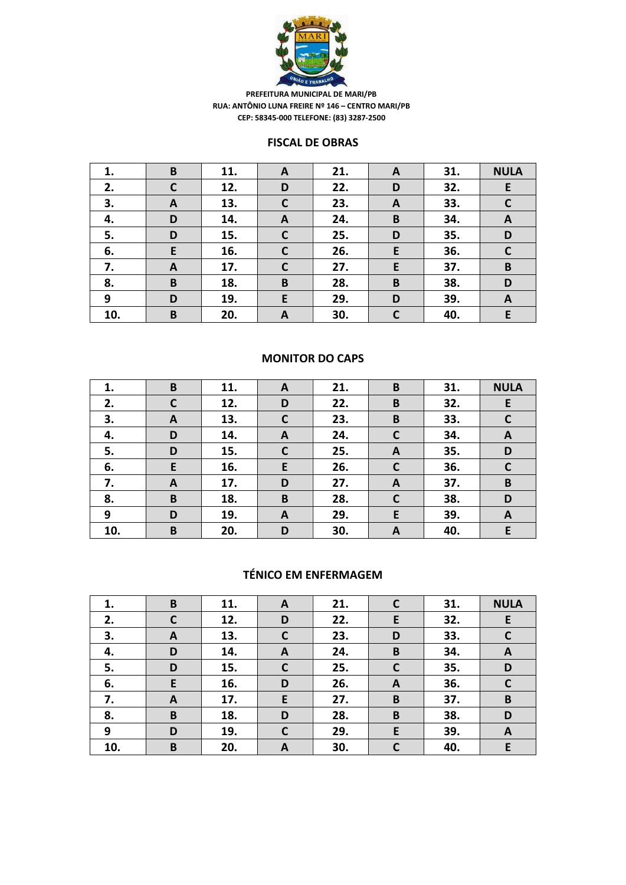PREFEITURA MUNICIPAL DE MARI/PB
RUA: ANTÔNIO LUNA FREIRE Nº 146 – CENTRO MARI/PB
CEP: 58345-000 TELEFONE: (83) 3287-2500

## FISCAL DE OBRAS

| | | | | | | | |
|---|---|---|---|---|---|---|---|
| 1. | B | 11. | A | 21. | A | 31. | NULA |
| 2. | C | 12. | D | 22. | D | 32. | E |
| 3. | A | 13. | C | 23. | A | 33. | C |
| 4. | D | 14. | A | 24. | B | 34. | A |
| 5. | D | 15. | C | 25. | D | 35. | D |
| 6. | E | 16. | C | 26. | E | 36. | C |
| 7. | A | 17. | C | 27. | E | 37. | B |
| 8. | B | 18. | B | 28. | B | 38. | D |
| 9 | D | 19. | E | 29. | D | 39. | A |
| 10. | B | 20. | A | 30. | C | 40. | E |

## MONITOR DO CAPS

| | | | | | | | |
|---|---|---|---|---|---|---|---|
| 1. | B | 11. | A | 21. | B | 31. | NULA |
| 2. | C | 12. | D | 22. | B | 32. | E |
| 3. | A | 13. | C | 23. | B | 33. | C |
| 4. | D | 14. | A | 24. | C | 34. | A |
| 5. | D | 15. | C | 25. | A | 35. | D |
| 6. | E | 16. | E | 26. | C | 36. | C |
| 7. | A | 17. | D | 27. | A | 37. | B |
| 8. | B | 18. | B | 28. | C | 38. | D |
| 9 | D | 19. | A | 29. | E | 39. | A |
| 10. | B | 20. | D | 30. | A | 40. | E |

## TÉNICO EM ENFERMAGEM

| | | | | | | | |
|---|---|---|---|---|---|---|---|
| 1. | B | 11. | A | 21. | C | 31. | NULA |
| 2. | C | 12. | D | 22. | E | 32. | E |
| 3. | A | 13. | C | 23. | D | 33. | C |
| 4. | D | 14. | A | 24. | B | 34. | A |
| 5. | D | 15. | C | 25. | C | 35. | D |
| 6. | E | 16. | D | 26. | A | 36. | C |
| 7. | A | 17. | E | 27. | B | 37. | B |
| 8. | B | 18. | D | 28. | B | 38. | D |
| 9 | D | 19. | C | 29. | E | 39. | A |
| 10. | B | 20. | A | 30. | C | 40. | E |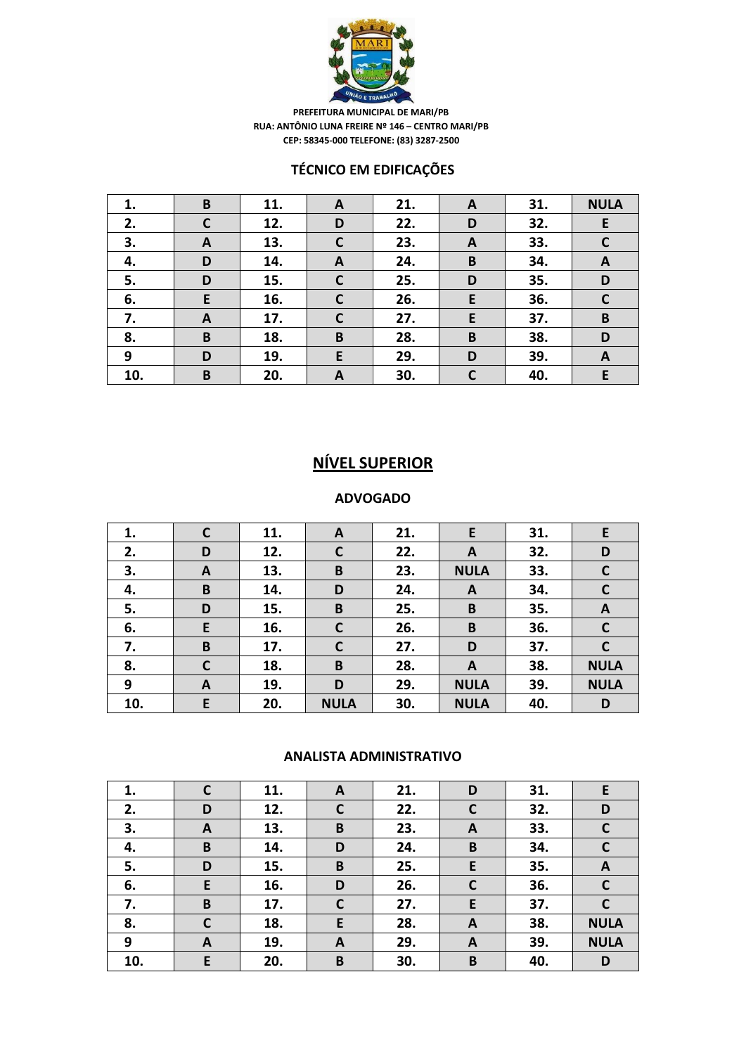PREFEITURA MUNICIPAL DE MARI/PB
RUA: ANTÔNIO LUNA FREIRE Nº 146 – CENTRO MARI/PB
CEP: 58345-000 TELEFONE: (83) 3287-2500

### TÉCNICO EM EDIFICAÇÕES

| 1. | B | 11. | A | 21. | A | 31. | NULA |
|---|---|---|---|---|---|---|---|
| 2. | C | 12. | D | 22. | D | 32. | E |
| 3. | A | 13. | C | 23. | A | 33. | C |
| 4. | D | 14. | A | 24. | B | 34. | A |
| 5. | D | 15. | C | 25. | D | 35. | D |
| 6. | E | 16. | C | 26. | E | 36. | C |
| 7. | A | 17. | C | 27. | E | 37. | B |
| 8. | B | 18. | B | 28. | B | 38. | D |
| 9 | D | 19. | E | 29. | D | 39. | A |
| 10. | B | 20. | A | 30. | C | 40. | E |

## NÍVEL SUPERIOR

### ADVOGADO

| 1. | C | 11. | A | 21. | E | 31. | E |
|---|---|---|---|---|---|---|---|
| 2. | D | 12. | C | 22. | A | 32. | D |
| 3. | A | 13. | B | 23. | NULA | 33. | C |
| 4. | B | 14. | D | 24. | A | 34. | C |
| 5. | D | 15. | B | 25. | B | 35. | A |
| 6. | E | 16. | C | 26. | B | 36. | C |
| 7. | B | 17. | C | 27. | D | 37. | C |
| 8. | C | 18. | B | 28. | A | 38. | NULA |
| 9 | A | 19. | D | 29. | NULA | 39. | NULA |
| 10. | E | 20. | NULA | 30. | NULA | 40. | D |

### ANALISTA ADMINISTRATIVO

| 1. | C | 11. | A | 21. | D | 31. | E |
|---|---|---|---|---|---|---|---|
| 2. | D | 12. | C | 22. | C | 32. | D |
| 3. | A | 13. | B | 23. | A | 33. | C |
| 4. | B | 14. | D | 24. | B | 34. | C |
| 5. | D | 15. | B | 25. | E | 35. | A |
| 6. | E | 16. | D | 26. | C | 36. | C |
| 7. | B | 17. | C | 27. | E | 37. | C |
| 8. | C | 18. | E | 28. | A | 38. | NULA |
| 9 | A | 19. | A | 29. | A | 39. | NULA |
| 10. | E | 20. | B | 30. | B | 40. | D |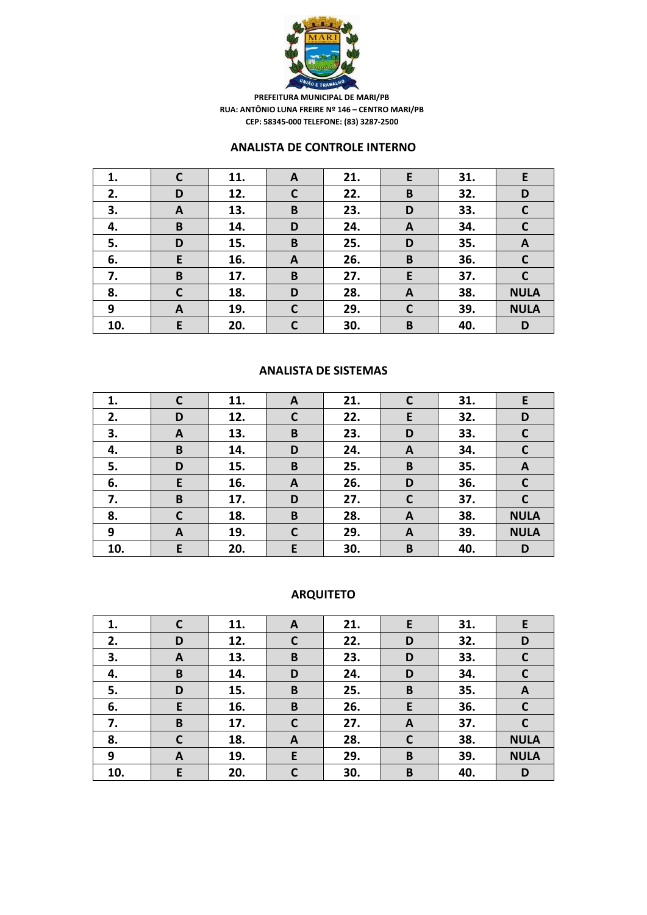PREFEITURA MUNICIPAL DE MARI/PB
RUA: ANTÔNIO LUNA FREIRE Nº 146 – CENTRO MARI/PB
CEP: 58345-000 TELEFONE: (83) 3287-2500

## ANALISTA DE CONTROLE INTERNO

| | | | | | | | |
|---|---|---|---|---|---|---|---|
| 1. | C | 11. | A | 21. | E | 31. | E |
| 2. | D | 12. | C | 22. | B | 32. | D |
| 3. | A | 13. | B | 23. | D | 33. | C |
| 4. | B | 14. | D | 24. | A | 34. | C |
| 5. | D | 15. | B | 25. | D | 35. | A |
| 6. | E | 16. | A | 26. | B | 36. | C |
| 7. | B | 17. | B | 27. | E | 37. | C |
| 8. | C | 18. | D | 28. | A | 38. | NULA |
| 9 | A | 19. | C | 29. | C | 39. | NULA |
| 10. | E | 20. | C | 30. | B | 40. | D |

## ANALISTA DE SISTEMAS

| | | | | | | | |
|---|---|---|---|---|---|---|---|
| 1. | C | 11. | A | 21. | C | 31. | E |
| 2. | D | 12. | C | 22. | E | 32. | D |
| 3. | A | 13. | B | 23. | D | 33. | C |
| 4. | B | 14. | D | 24. | A | 34. | C |
| 5. | D | 15. | B | 25. | B | 35. | A |
| 6. | E | 16. | A | 26. | D | 36. | C |
| 7. | B | 17. | D | 27. | C | 37. | C |
| 8. | C | 18. | B | 28. | A | 38. | NULA |
| 9 | A | 19. | C | 29. | A | 39. | NULA |
| 10. | E | 20. | E | 30. | B | 40. | D |

## ARQUITETO

| | | | | | | | |
|---|---|---|---|---|---|---|---|
| 1. | C | 11. | A | 21. | E | 31. | E |
| 2. | D | 12. | C | 22. | D | 32. | D |
| 3. | A | 13. | B | 23. | D | 33. | C |
| 4. | B | 14. | D | 24. | D | 34. | C |
| 5. | D | 15. | B | 25. | B | 35. | A |
| 6. | E | 16. | B | 26. | E | 36. | C |
| 7. | B | 17. | C | 27. | A | 37. | C |
| 8. | C | 18. | A | 28. | C | 38. | NULA |
| 9 | A | 19. | E | 29. | B | 39. | NULA |
| 10. | E | 20. | C | 30. | B | 40. | D |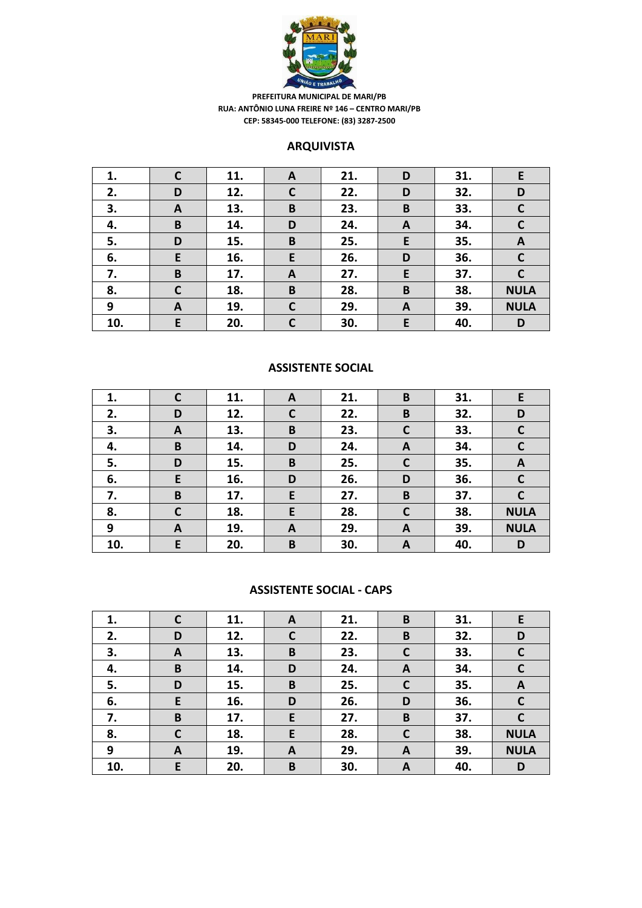PREFEITURA MUNICIPAL DE MARI/PB
RUA: ANTÔNIO LUNA FREIRE Nº 146 – CENTRO MARI/PB
CEP: 58345-000 TELEFONE: (83) 3287-2500

## ARQUIVISTA

| | | | | | | | |
|---|---|---|---|---|---|---|---|
| **1.** | **C** | **11.** | **A** | **21.** | **D** | **31.** | **E** |
| **2.** | **D** | **12.** | **C** | **22.** | **D** | **32.** | **D** |
| **3.** | **A** | **13.** | **B** | **23.** | **B** | **33.** | **C** |
| **4.** | **B** | **14.** | **D** | **24.** | **A** | **34.** | **C** |
| **5.** | **D** | **15.** | **B** | **25.** | **E** | **35.** | **A** |
| **6.** | **E** | **16.** | **E** | **26.** | **D** | **36.** | **C** |
| **7.** | **B** | **17.** | **A** | **27.** | **E** | **37.** | **C** |
| **8.** | **C** | **18.** | **B** | **28.** | **B** | **38.** | **NULA** |
| **9** | **A** | **19.** | **C** | **29.** | **A** | **39.** | **NULA** |
| **10.** | **E** | **20.** | **C** | **30.** | **E** | **40.** | **D** |

## ASSISTENTE SOCIAL

| | | | | | | | |
|---|---|---|---|---|---|---|---|
| **1.** | **C** | **11.** | **A** | **21.** | **B** | **31.** | **E** |
| **2.** | **D** | **12.** | **C** | **22.** | **B** | **32.** | **D** |
| **3.** | **A** | **13.** | **B** | **23.** | **C** | **33.** | **C** |
| **4.** | **B** | **14.** | **D** | **24.** | **A** | **34.** | **C** |
| **5.** | **D** | **15.** | **B** | **25.** | **C** | **35.** | **A** |
| **6.** | **E** | **16.** | **D** | **26.** | **D** | **36.** | **C** |
| **7.** | **B** | **17.** | **E** | **27.** | **B** | **37.** | **C** |
| **8.** | **C** | **18.** | **E** | **28.** | **C** | **38.** | **NULA** |
| **9** | **A** | **19.** | **A** | **29.** | **A** | **39.** | **NULA** |
| **10.** | **E** | **20.** | **B** | **30.** | **A** | **40.** | **D** |

## ASSISTENTE SOCIAL - CAPS

| | | | | | | | |
|---|---|---|---|---|---|---|---|
| **1.** | **C** | **11.** | **A** | **21.** | **B** | **31.** | **E** |
| **2.** | **D** | **12.** | **C** | **22.** | **B** | **32.** | **D** |
| **3.** | **A** | **13.** | **B** | **23.** | **C** | **33.** | **C** |
| **4.** | **B** | **14.** | **D** | **24.** | **A** | **34.** | **C** |
| **5.** | **D** | **15.** | **B** | **25.** | **C** | **35.** | **A** |
| **6.** | **E** | **16.** | **D** | **26.** | **D** | **36.** | **C** |
| **7.** | **B** | **17.** | **E** | **27.** | **B** | **37.** | **C** |
| **8.** | **C** | **18.** | **E** | **28.** | **C** | **38.** | **NULA** |
| **9** | **A** | **19.** | **A** | **29.** | **A** | **39.** | **NULA** |
| **10.** | **E** | **20.** | **B** | **30.** | **A** | **40.** | **D** |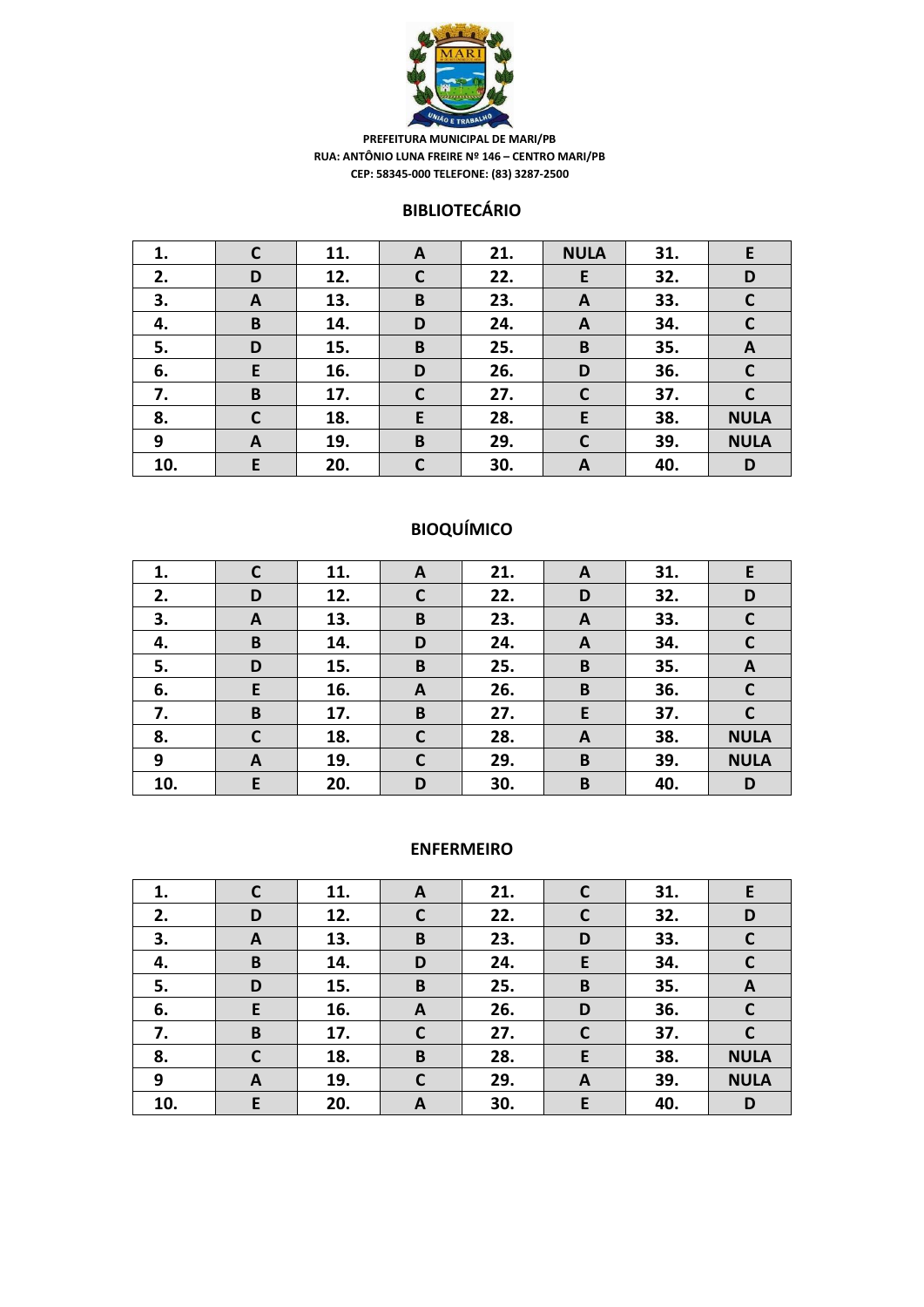PREFEITURA MUNICIPAL DE MARI/PB
RUA: ANTÔNIO LUNA FREIRE Nº 146 – CENTRO MARI/PB
CEP: 58345-000 TELEFONE: (83) 3287-2500

## BIBLIOTECÁRIO

| 1. | C | 11. | A | 21. | NULA | 31. | E |
|---|---|---|---|---|---|---|---|
| 2. | D | 12. | C | 22. | E | 32. | D |
| 3. | A | 13. | B | 23. | A | 33. | C |
| 4. | B | 14. | D | 24. | A | 34. | C |
| 5. | D | 15. | B | 25. | B | 35. | A |
| 6. | E | 16. | D | 26. | D | 36. | C |
| 7. | B | 17. | C | 27. | C | 37. | C |
| 8. | C | 18. | E | 28. | E | 38. | NULA |
| 9 | A | 19. | B | 29. | C | 39. | NULA |
| 10. | E | 20. | C | 30. | A | 40. | D |

## BIOQUÍMICO

| 1. | C | 11. | A | 21. | A | 31. | E |
|---|---|---|---|---|---|---|---|
| 2. | D | 12. | C | 22. | D | 32. | D |
| 3. | A | 13. | B | 23. | A | 33. | C |
| 4. | B | 14. | D | 24. | A | 34. | C |
| 5. | D | 15. | B | 25. | B | 35. | A |
| 6. | E | 16. | A | 26. | B | 36. | C |
| 7. | B | 17. | B | 27. | E | 37. | C |
| 8. | C | 18. | C | 28. | A | 38. | NULA |
| 9 | A | 19. | C | 29. | B | 39. | NULA |
| 10. | E | 20. | D | 30. | B | 40. | D |

## ENFERMEIRO

| 1. | C | 11. | A | 21. | C | 31. | E |
|---|---|---|---|---|---|---|---|
| 2. | D | 12. | C | 22. | C | 32. | D |
| 3. | A | 13. | B | 23. | D | 33. | C |
| 4. | B | 14. | D | 24. | E | 34. | C |
| 5. | D | 15. | B | 25. | B | 35. | A |
| 6. | E | 16. | A | 26. | D | 36. | C |
| 7. | B | 17. | C | 27. | C | 37. | C |
| 8. | C | 18. | B | 28. | E | 38. | NULA |
| 9 | A | 19. | C | 29. | A | 39. | NULA |
| 10. | E | 20. | A | 30. | E | 40. | D |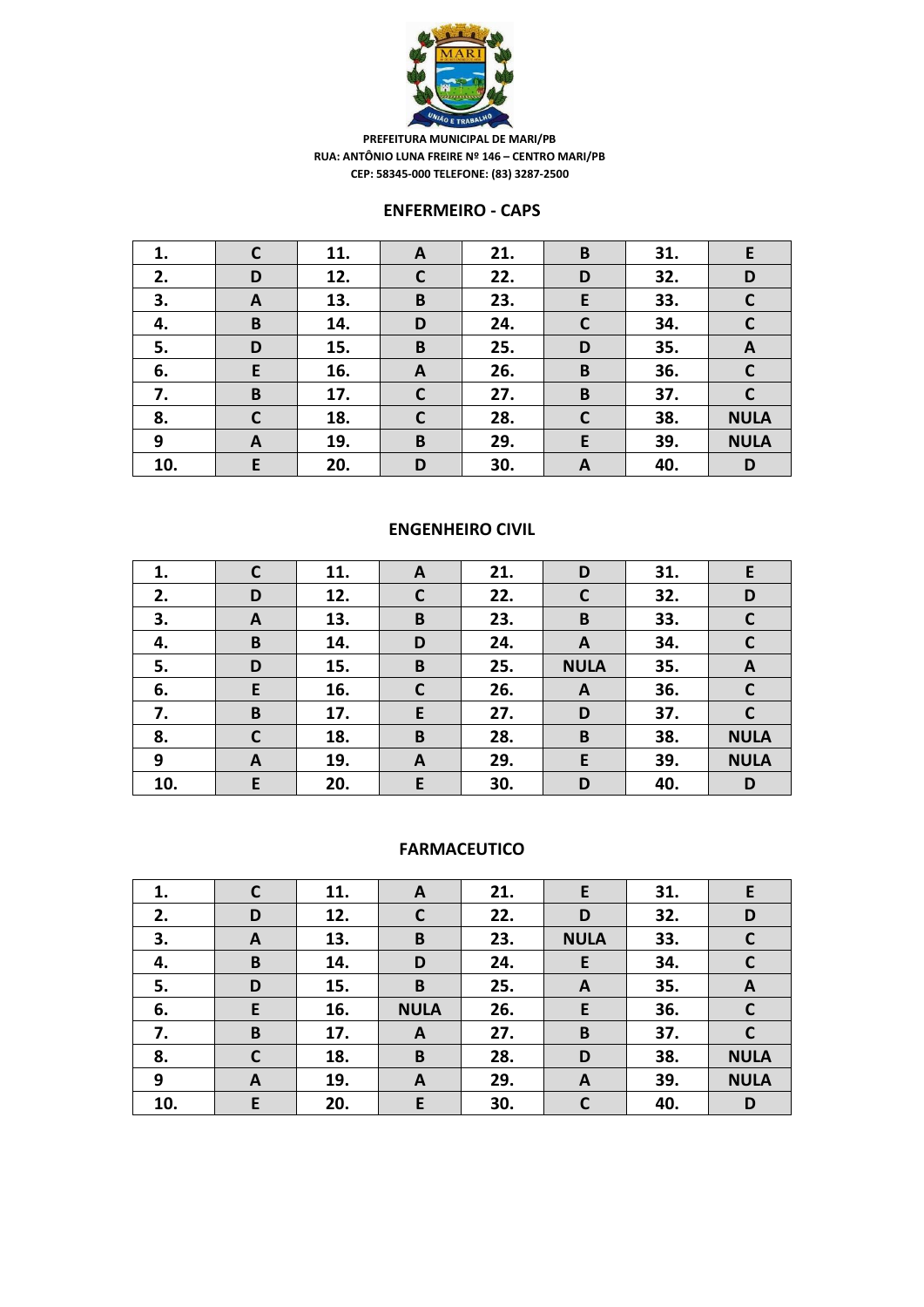PREFEITURA MUNICIPAL DE MARI/PB
RUA: ANTÔNIO LUNA FREIRE Nº 146 – CENTRO MARI/PB
CEP: 58345-000 TELEFONE: (83) 3287-2500

## ENFERMEIRO - CAPS

| 1. | C | 11. | A | 21. | B | 31. | E |
|---|---|---|---|---|---|---|---|
| 2. | D | 12. | C | 22. | D | 32. | D |
| 3. | A | 13. | B | 23. | E | 33. | C |
| 4. | B | 14. | D | 24. | C | 34. | C |
| 5. | D | 15. | B | 25. | D | 35. | A |
| 6. | E | 16. | A | 26. | B | 36. | C |
| 7. | B | 17. | C | 27. | B | 37. | C |
| 8. | C | 18. | C | 28. | C | 38. | NULA |
| 9 | A | 19. | B | 29. | E | 39. | NULA |
| 10. | E | 20. | D | 30. | A | 40. | D |

## ENGENHEIRO CIVIL

| 1. | C | 11. | A | 21. | D | 31. | E |
|---|---|---|---|---|---|---|---|
| 2. | D | 12. | C | 22. | C | 32. | D |
| 3. | A | 13. | B | 23. | B | 33. | C |
| 4. | B | 14. | D | 24. | A | 34. | C |
| 5. | D | 15. | B | 25. | NULA | 35. | A |
| 6. | E | 16. | C | 26. | A | 36. | C |
| 7. | B | 17. | E | 27. | D | 37. | C |
| 8. | C | 18. | B | 28. | B | 38. | NULA |
| 9 | A | 19. | A | 29. | E | 39. | NULA |
| 10. | E | 20. | E | 30. | D | 40. | D |

## FARMACEUTICO

| 1. | C | 11. | A | 21. | E | 31. | E |
|---|---|---|---|---|---|---|---|
| 2. | D | 12. | C | 22. | D | 32. | D |
| 3. | A | 13. | B | 23. | NULA | 33. | C |
| 4. | B | 14. | D | 24. | E | 34. | C |
| 5. | D | 15. | B | 25. | A | 35. | A |
| 6. | E | 16. | NULA | 26. | E | 36. | C |
| 7. | B | 17. | A | 27. | B | 37. | C |
| 8. | C | 18. | B | 28. | D | 38. | NULA |
| 9 | A | 19. | A | 29. | A | 39. | NULA |
| 10. | E | 20. | E | 30. | C | 40. | D |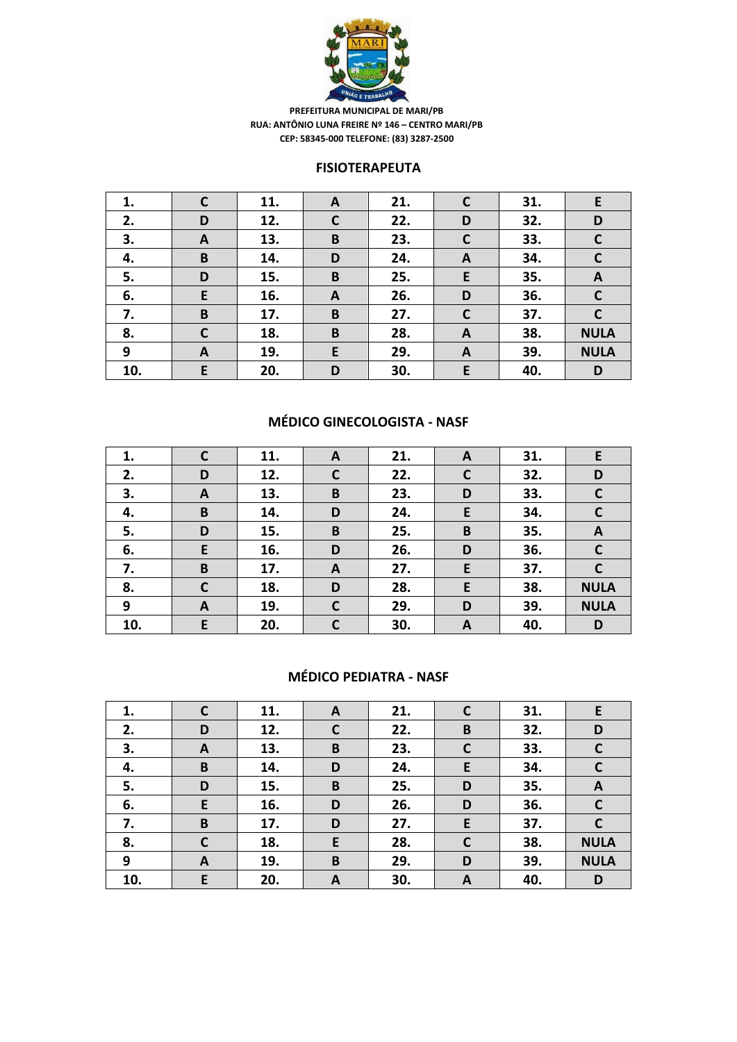PREFEITURA MUNICIPAL DE MARI/PB
RUA: ANTÔNIO LUNA FREIRE Nº 146 – CENTRO MARI/PB
CEP: 58345-000 TELEFONE: (83) 3287-2500

## FISIOTERAPEUTA

| | | | | | | | |
|---|---|---|---|---|---|---|---|
| 1. | C | 11. | A | 21. | C | 31. | E |
| 2. | D | 12. | C | 22. | D | 32. | D |
| 3. | A | 13. | B | 23. | C | 33. | C |
| 4. | B | 14. | D | 24. | A | 34. | C |
| 5. | D | 15. | B | 25. | E | 35. | A |
| 6. | E | 16. | A | 26. | D | 36. | C |
| 7. | B | 17. | B | 27. | C | 37. | C |
| 8. | C | 18. | B | 28. | A | 38. | NULA |
| 9 | A | 19. | E | 29. | A | 39. | NULA |
| 10. | E | 20. | D | 30. | E | 40. | D |

## MÉDICO GINECOLOGISTA - NASF

| | | | | | | | |
|---|---|---|---|---|---|---|---|
| 1. | C | 11. | A | 21. | A | 31. | E |
| 2. | D | 12. | C | 22. | C | 32. | D |
| 3. | A | 13. | B | 23. | D | 33. | C |
| 4. | B | 14. | D | 24. | E | 34. | C |
| 5. | D | 15. | B | 25. | B | 35. | A |
| 6. | E | 16. | D | 26. | D | 36. | C |
| 7. | B | 17. | A | 27. | E | 37. | C |
| 8. | C | 18. | D | 28. | E | 38. | NULA |
| 9 | A | 19. | C | 29. | D | 39. | NULA |
| 10. | E | 20. | C | 30. | A | 40. | D |

## MÉDICO PEDIATRA - NASF

| | | | | | | | |
|---|---|---|---|---|---|---|---|
| 1. | C | 11. | A | 21. | C | 31. | E |
| 2. | D | 12. | C | 22. | B | 32. | D |
| 3. | A | 13. | B | 23. | C | 33. | C |
| 4. | B | 14. | D | 24. | E | 34. | C |
| 5. | D | 15. | B | 25. | D | 35. | A |
| 6. | E | 16. | D | 26. | D | 36. | C |
| 7. | B | 17. | D | 27. | E | 37. | C |
| 8. | C | 18. | E | 28. | C | 38. | NULA |
| 9 | A | 19. | B | 29. | D | 39. | NULA |
| 10. | E | 20. | A | 30. | A | 40. | D |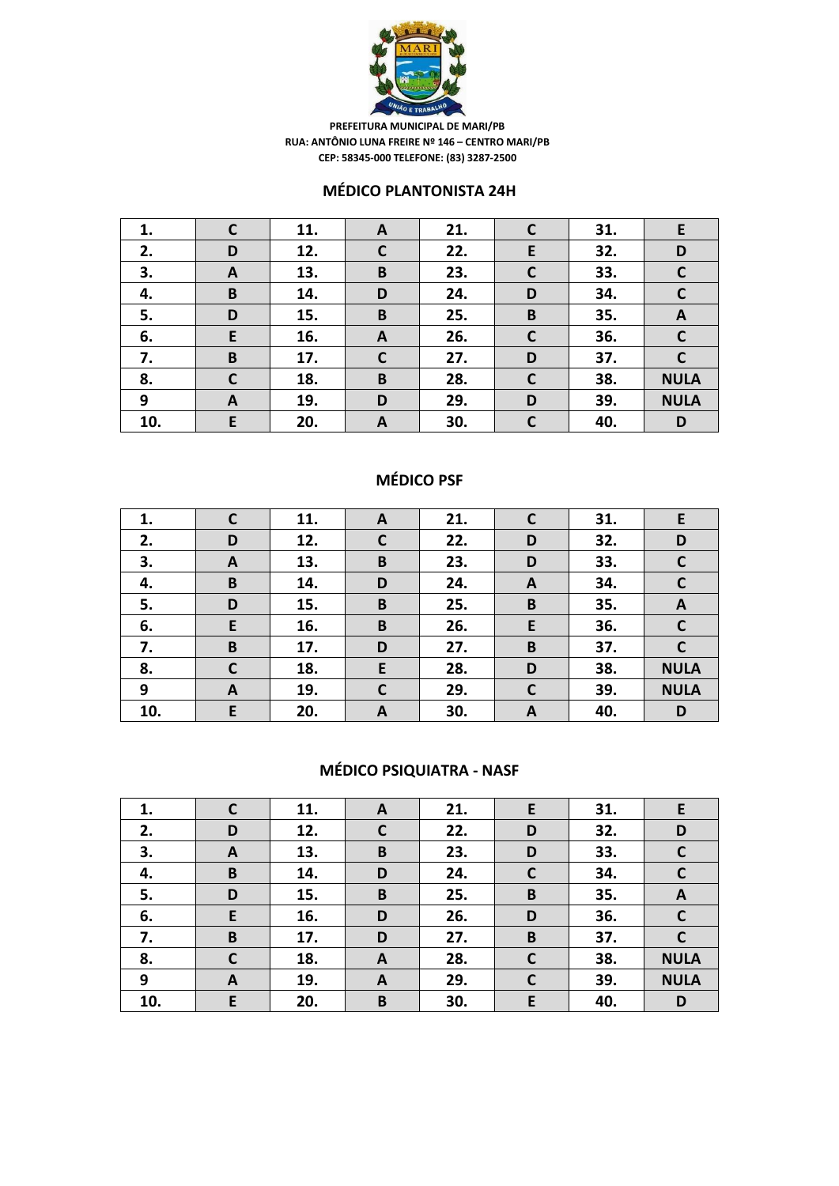PREFEITURA MUNICIPAL DE MARI/PB
RUA: ANTÔNIO LUNA FREIRE Nº 146 – CENTRO MARI/PB
CEP: 58345-000 TELEFONE: (83) 3287-2500

## MÉDICO PLANTONISTA 24H

| | | | | | | | |
|---|---|---|---|---|---|---|---|
| 1. | C | 11. | A | 21. | C | 31. | E |
| 2. | D | 12. | C | 22. | E | 32. | D |
| 3. | A | 13. | B | 23. | C | 33. | C |
| 4. | B | 14. | D | 24. | D | 34. | C |
| 5. | D | 15. | B | 25. | B | 35. | A |
| 6. | E | 16. | A | 26. | C | 36. | C |
| 7. | B | 17. | C | 27. | D | 37. | C |
| 8. | C | 18. | B | 28. | C | 38. | NULA |
| 9 | A | 19. | D | 29. | D | 39. | NULA |
| 10. | E | 20. | A | 30. | C | 40. | D |

## MÉDICO PSF

| | | | | | | | |
|---|---|---|---|---|---|---|---|
| 1. | C | 11. | A | 21. | C | 31. | E |
| 2. | D | 12. | C | 22. | D | 32. | D |
| 3. | A | 13. | B | 23. | D | 33. | C |
| 4. | B | 14. | D | 24. | A | 34. | C |
| 5. | D | 15. | B | 25. | B | 35. | A |
| 6. | E | 16. | B | 26. | E | 36. | C |
| 7. | B | 17. | D | 27. | B | 37. | C |
| 8. | C | 18. | E | 28. | D | 38. | NULA |
| 9 | A | 19. | C | 29. | C | 39. | NULA |
| 10. | E | 20. | A | 30. | A | 40. | D |

## MÉDICO PSIQUIATRA - NASF

| | | | | | | | |
|---|---|---|---|---|---|---|---|
| 1. | C | 11. | A | 21. | E | 31. | E |
| 2. | D | 12. | C | 22. | D | 32. | D |
| 3. | A | 13. | B | 23. | D | 33. | C |
| 4. | B | 14. | D | 24. | C | 34. | C |
| 5. | D | 15. | B | 25. | B | 35. | A |
| 6. | E | 16. | D | 26. | D | 36. | C |
| 7. | B | 17. | D | 27. | B | 37. | C |
| 8. | C | 18. | A | 28. | C | 38. | NULA |
| 9 | A | 19. | A | 29. | C | 39. | NULA |
| 10. | E | 20. | B | 30. | E | 40. | D |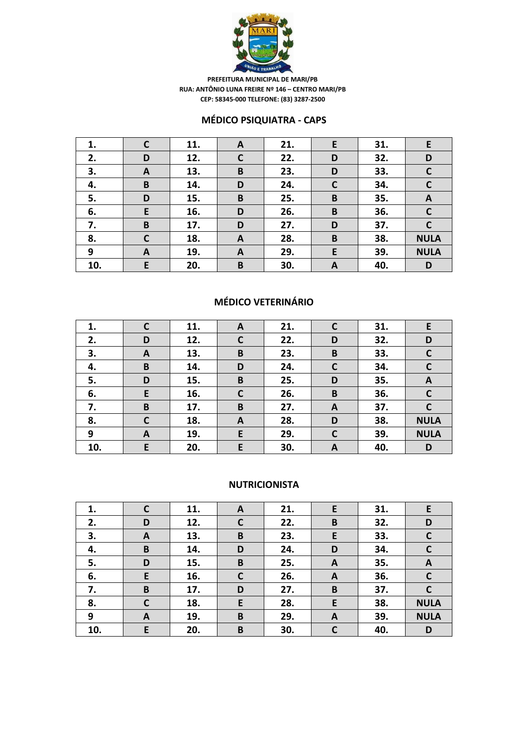PREFEITURA MUNICIPAL DE MARI/PB
RUA: ANTÔNIO LUNA FREIRE Nº 146 – CENTRO MARI/PB
CEP: 58345-000 TELEFONE: (83) 3287-2500

## MÉDICO PSIQUIATRA - CAPS

| | | | | | | | |
|---|---|---|---|---|---|---|---|
| 1. | C | 11. | A | 21. | E | 31. | E |
| 2. | D | 12. | C | 22. | D | 32. | D |
| 3. | A | 13. | B | 23. | D | 33. | C |
| 4. | B | 14. | D | 24. | C | 34. | C |
| 5. | D | 15. | B | 25. | B | 35. | A |
| 6. | E | 16. | D | 26. | B | 36. | C |
| 7. | B | 17. | D | 27. | D | 37. | C |
| 8. | C | 18. | A | 28. | B | 38. | NULA |
| 9 | A | 19. | A | 29. | E | 39. | NULA |
| 10. | E | 20. | B | 30. | A | 40. | D |

## MÉDICO VETERINÁRIO

| | | | | | | | |
|---|---|---|---|---|---|---|---|
| 1. | C | 11. | A | 21. | C | 31. | E |
| 2. | D | 12. | C | 22. | D | 32. | D |
| 3. | A | 13. | B | 23. | B | 33. | C |
| 4. | B | 14. | D | 24. | C | 34. | C |
| 5. | D | 15. | B | 25. | D | 35. | A |
| 6. | E | 16. | C | 26. | B | 36. | C |
| 7. | B | 17. | B | 27. | A | 37. | C |
| 8. | C | 18. | A | 28. | D | 38. | NULA |
| 9 | A | 19. | E | 29. | C | 39. | NULA |
| 10. | E | 20. | E | 30. | A | 40. | D |

## NUTRICIONISTA

| | | | | | | | |
|---|---|---|---|---|---|---|---|
| 1. | C | 11. | A | 21. | E | 31. | E |
| 2. | D | 12. | C | 22. | B | 32. | D |
| 3. | A | 13. | B | 23. | E | 33. | C |
| 4. | B | 14. | D | 24. | D | 34. | C |
| 5. | D | 15. | B | 25. | A | 35. | A |
| 6. | E | 16. | C | 26. | A | 36. | C |
| 7. | B | 17. | D | 27. | B | 37. | C |
| 8. | C | 18. | E | 28. | E | 38. | NULA |
| 9 | A | 19. | B | 29. | A | 39. | NULA |
| 10. | E | 20. | B | 30. | C | 40. | D |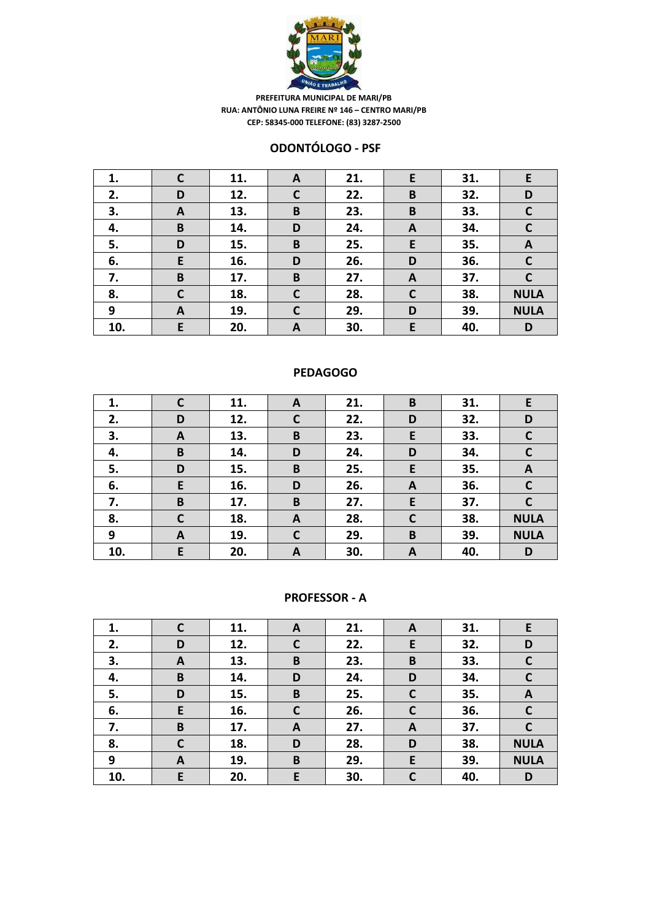PREFEITURA MUNICIPAL DE MARI/PB
RUA: ANTÔNIO LUNA FREIRE Nº 146 – CENTRO MARI/PB
CEP: 58345-000 TELEFONE: (83) 3287-2500

## ODONTÓLOGO - PSF

| | | | | | | | |
|---|---|---|---|---|---|---|---|
| 1. | C | 11. | A | 21. | E | 31. | E |
| 2. | D | 12. | C | 22. | B | 32. | D |
| 3. | A | 13. | B | 23. | B | 33. | C |
| 4. | B | 14. | D | 24. | A | 34. | C |
| 5. | D | 15. | B | 25. | E | 35. | A |
| 6. | E | 16. | D | 26. | D | 36. | C |
| 7. | B | 17. | B | 27. | A | 37. | C |
| 8. | C | 18. | C | 28. | C | 38. | NULA |
| 9 | A | 19. | C | 29. | D | 39. | NULA |
| 10. | E | 20. | A | 30. | E | 40. | D |

## PEDAGOGO

| | | | | | | | |
|---|---|---|---|---|---|---|---|
| 1. | C | 11. | A | 21. | B | 31. | E |
| 2. | D | 12. | C | 22. | D | 32. | D |
| 3. | A | 13. | B | 23. | E | 33. | C |
| 4. | B | 14. | D | 24. | D | 34. | C |
| 5. | D | 15. | B | 25. | E | 35. | A |
| 6. | E | 16. | D | 26. | A | 36. | C |
| 7. | B | 17. | B | 27. | E | 37. | C |
| 8. | C | 18. | A | 28. | C | 38. | NULA |
| 9 | A | 19. | C | 29. | B | 39. | NULA |
| 10. | E | 20. | A | 30. | A | 40. | D |

## PROFESSOR - A

| | | | | | | | |
|---|---|---|---|---|---|---|---|
| 1. | C | 11. | A | 21. | A | 31. | E |
| 2. | D | 12. | C | 22. | E | 32. | D |
| 3. | A | 13. | B | 23. | B | 33. | C |
| 4. | B | 14. | D | 24. | D | 34. | C |
| 5. | D | 15. | B | 25. | C | 35. | A |
| 6. | E | 16. | C | 26. | C | 36. | C |
| 7. | B | 17. | A | 27. | A | 37. | C |
| 8. | C | 18. | D | 28. | D | 38. | NULA |
| 9 | A | 19. | B | 29. | E | 39. | NULA |
| 10. | E | 20. | E | 30. | C | 40. | D |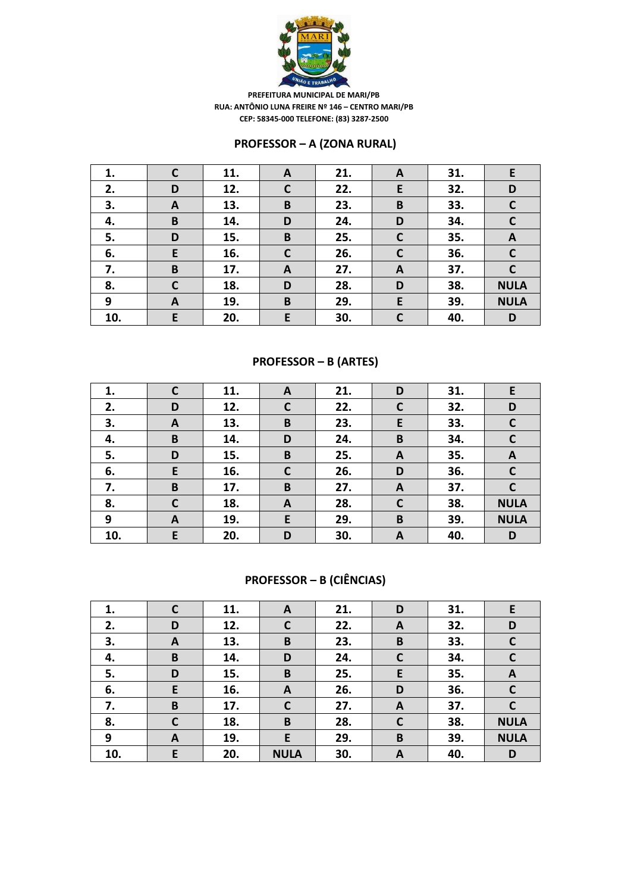PREFEITURA MUNICIPAL DE MARI/PB
RUA: ANTÔNIO LUNA FREIRE Nº 146 – CENTRO MARI/PB
CEP: 58345-000 TELEFONE: (83) 3287-2500

## PROFESSOR – A (ZONA RURAL)

| | | | | | | | |
|---|---|---|---|---|---|---|---|
| 1. | C | 11. | A | 21. | A | 31. | E |
| 2. | D | 12. | C | 22. | E | 32. | D |
| 3. | A | 13. | B | 23. | B | 33. | C |
| 4. | B | 14. | D | 24. | D | 34. | C |
| 5. | D | 15. | B | 25. | C | 35. | A |
| 6. | E | 16. | C | 26. | C | 36. | C |
| 7. | B | 17. | A | 27. | A | 37. | C |
| 8. | C | 18. | D | 28. | D | 38. | NULA |
| 9 | A | 19. | B | 29. | E | 39. | NULA |
| 10. | E | 20. | E | 30. | C | 40. | D |

## PROFESSOR – B (ARTES)

| | | | | | | | |
|---|---|---|---|---|---|---|---|
| 1. | C | 11. | A | 21. | D | 31. | E |
| 2. | D | 12. | C | 22. | C | 32. | D |
| 3. | A | 13. | B | 23. | E | 33. | C |
| 4. | B | 14. | D | 24. | B | 34. | C |
| 5. | D | 15. | B | 25. | A | 35. | A |
| 6. | E | 16. | C | 26. | D | 36. | C |
| 7. | B | 17. | B | 27. | A | 37. | C |
| 8. | C | 18. | A | 28. | C | 38. | NULA |
| 9 | A | 19. | E | 29. | B | 39. | NULA |
| 10. | E | 20. | D | 30. | A | 40. | D |

## PROFESSOR – B (CIÊNCIAS)

| | | | | | | | |
|---|---|---|---|---|---|---|---|
| 1. | C | 11. | A | 21. | D | 31. | E |
| 2. | D | 12. | C | 22. | A | 32. | D |
| 3. | A | 13. | B | 23. | B | 33. | C |
| 4. | B | 14. | D | 24. | C | 34. | C |
| 5. | D | 15. | B | 25. | E | 35. | A |
| 6. | E | 16. | A | 26. | D | 36. | C |
| 7. | B | 17. | C | 27. | A | 37. | C |
| 8. | C | 18. | B | 28. | C | 38. | NULA |
| 9 | A | 19. | E | 29. | B | 39. | NULA |
| 10. | E | 20. | NULA | 30. | A | 40. | D |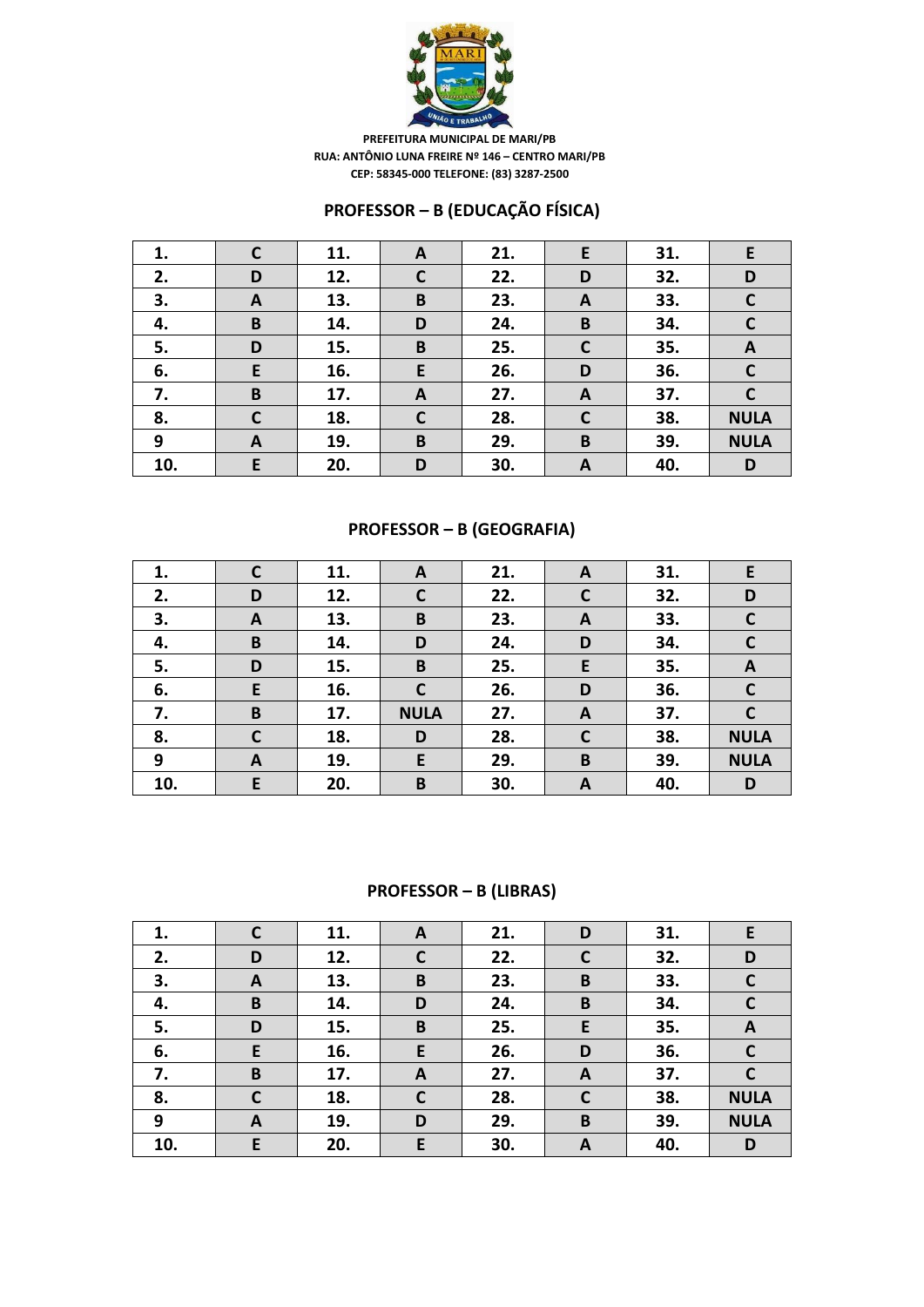PREFEITURA MUNICIPAL DE MARI/PB
RUA: ANTÔNIO LUNA FREIRE Nº 146 – CENTRO MARI/PB
CEP: 58345-000 TELEFONE: (83) 3287-2500

## PROFESSOR – B (EDUCAÇÃO FÍSICA)

| 1. | C | 11. | A | 21. | E | 31. | E |
|---|---|---|---|---|---|---|---|
| 2. | D | 12. | C | 22. | D | 32. | D |
| 3. | A | 13. | B | 23. | A | 33. | C |
| 4. | B | 14. | D | 24. | B | 34. | C |
| 5. | D | 15. | B | 25. | C | 35. | A |
| 6. | E | 16. | E | 26. | D | 36. | C |
| 7. | B | 17. | A | 27. | A | 37. | C |
| 8. | C | 18. | C | 28. | C | 38. | NULA |
| 9 | A | 19. | B | 29. | B | 39. | NULA |
| 10. | E | 20. | D | 30. | A | 40. | D |

## PROFESSOR – B (GEOGRAFIA)

| 1. | C | 11. | A | 21. | A | 31. | E |
|---|---|---|---|---|---|---|---|
| 2. | D | 12. | C | 22. | C | 32. | D |
| 3. | A | 13. | B | 23. | A | 33. | C |
| 4. | B | 14. | D | 24. | D | 34. | C |
| 5. | D | 15. | B | 25. | E | 35. | A |
| 6. | E | 16. | C | 26. | D | 36. | C |
| 7. | B | 17. | NULA | 27. | A | 37. | C |
| 8. | C | 18. | D | 28. | C | 38. | NULA |
| 9 | A | 19. | E | 29. | B | 39. | NULA |
| 10. | E | 20. | B | 30. | A | 40. | D |

## PROFESSOR – B (LIBRAS)

| 1. | C | 11. | A | 21. | D | 31. | E |
|---|---|---|---|---|---|---|---|
| 2. | D | 12. | C | 22. | C | 32. | D |
| 3. | A | 13. | B | 23. | B | 33. | C |
| 4. | B | 14. | D | 24. | B | 34. | C |
| 5. | D | 15. | B | 25. | E | 35. | A |
| 6. | E | 16. | E | 26. | D | 36. | C |
| 7. | B | 17. | A | 27. | A | 37. | C |
| 8. | C | 18. | C | 28. | C | 38. | NULA |
| 9 | A | 19. | D | 29. | B | 39. | NULA |
| 10. | E | 20. | E | 30. | A | 40. | D |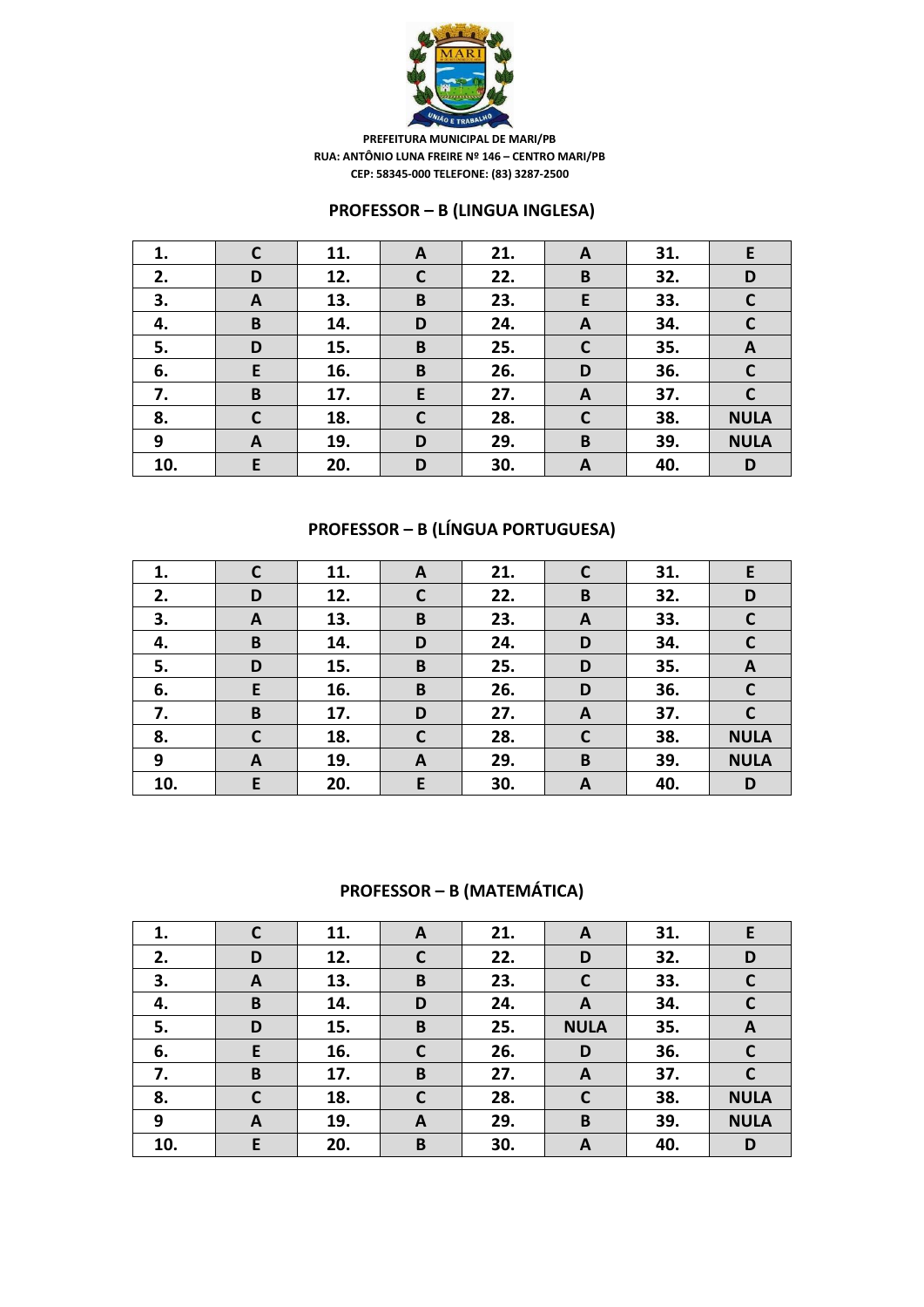**PREFEITURA MUNICIPAL DE MARI/PB**
**RUA: ANTÔNIO LUNA FREIRE Nº 146 – CENTRO MARI/PB**
**CEP: 58345-000 TELEFONE: (83) 3287-2500**

## PROFESSOR – B (LINGUA INGLESA)

| 1. | C | 11. | A | 21. | A | 31. | E |
|---|---|---|---|---|---|---|---|
| 2. | D | 12. | C | 22. | B | 32. | D |
| 3. | A | 13. | B | 23. | E | 33. | C |
| 4. | B | 14. | D | 24. | A | 34. | C |
| 5. | D | 15. | B | 25. | C | 35. | A |
| 6. | E | 16. | B | 26. | D | 36. | C |
| 7. | B | 17. | E | 27. | A | 37. | C |
| 8. | C | 18. | C | 28. | C | 38. | NULA |
| 9 | A | 19. | D | 29. | B | 39. | NULA |
| 10. | E | 20. | D | 30. | A | 40. | D |

## PROFESSOR – B (LÍNGUA PORTUGUESA)

| 1. | C | 11. | A | 21. | C | 31. | E |
|---|---|---|---|---|---|---|---|
| 2. | D | 12. | C | 22. | B | 32. | D |
| 3. | A | 13. | B | 23. | A | 33. | C |
| 4. | B | 14. | D | 24. | D | 34. | C |
| 5. | D | 15. | B | 25. | D | 35. | A |
| 6. | E | 16. | B | 26. | D | 36. | C |
| 7. | B | 17. | D | 27. | A | 37. | C |
| 8. | C | 18. | C | 28. | C | 38. | NULA |
| 9 | A | 19. | A | 29. | B | 39. | NULA |
| 10. | E | 20. | E | 30. | A | 40. | D |

## PROFESSOR – B (MATEMÁTICA)

| 1. | C | 11. | A | 21. | A | 31. | E |
|---|---|---|---|---|---|---|---|
| 2. | D | 12. | C | 22. | D | 32. | D |
| 3. | A | 13. | B | 23. | C | 33. | C |
| 4. | B | 14. | D | 24. | A | 34. | C |
| 5. | D | 15. | B | 25. | NULA | 35. | A |
| 6. | E | 16. | C | 26. | D | 36. | C |
| 7. | B | 17. | B | 27. | A | 37. | C |
| 8. | C | 18. | C | 28. | C | 38. | NULA |
| 9 | A | 19. | A | 29. | B | 39. | NULA |
| 10. | E | 20. | B | 30. | A | 40. | D |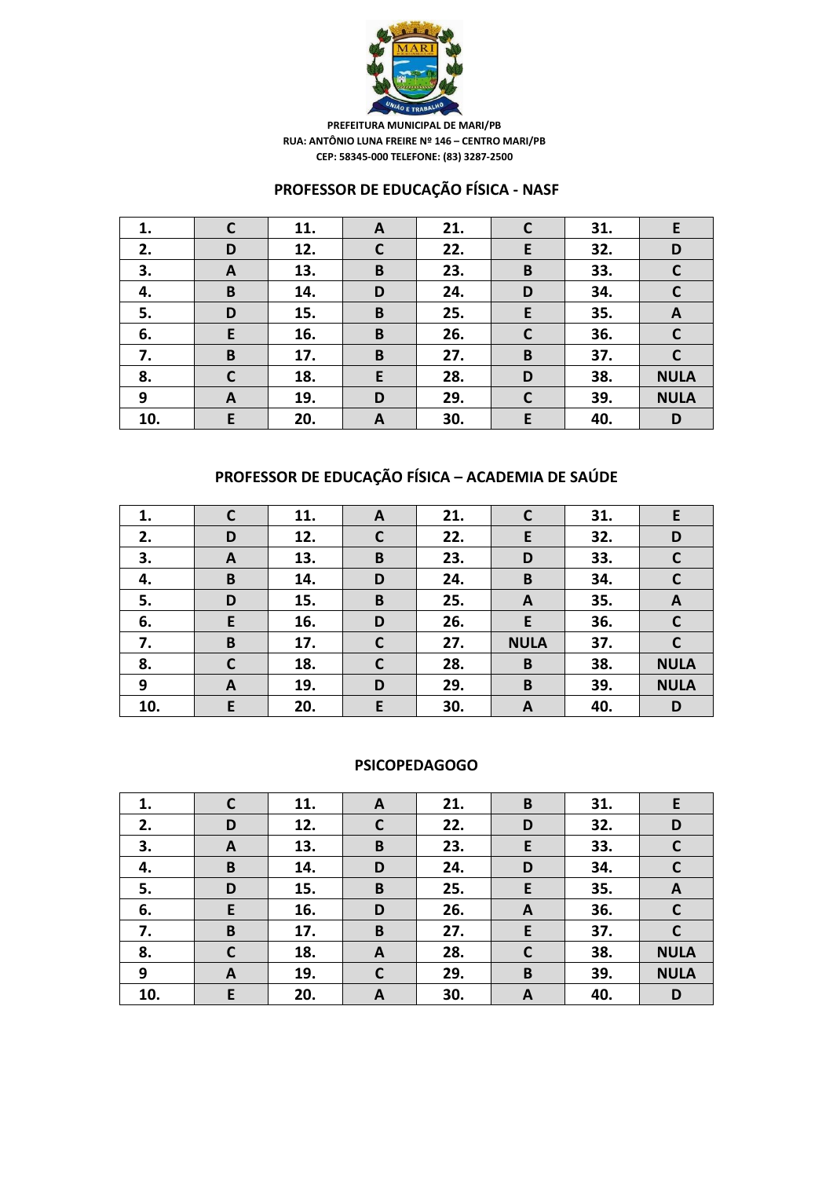PREFEITURA MUNICIPAL DE MARI/PB
RUA: ANTÔNIO LUNA FREIRE Nº 146 – CENTRO MARI/PB
CEP: 58345-000 TELEFONE: (83) 3287-2500

## PROFESSOR DE EDUCAÇÃO FÍSICA - NASF

| | | | | | | | |
|---|---|---|---|---|---|---|---|
| 1. | C | 11. | A | 21. | C | 31. | E |
| 2. | D | 12. | C | 22. | E | 32. | D |
| 3. | A | 13. | B | 23. | B | 33. | C |
| 4. | B | 14. | D | 24. | D | 34. | C |
| 5. | D | 15. | B | 25. | E | 35. | A |
| 6. | E | 16. | B | 26. | C | 36. | C |
| 7. | B | 17. | B | 27. | B | 37. | C |
| 8. | C | 18. | E | 28. | D | 38. | NULA |
| 9 | A | 19. | D | 29. | C | 39. | NULA |
| 10. | E | 20. | A | 30. | E | 40. | D |

## PROFESSOR DE EDUCAÇÃO FÍSICA – ACADEMIA DE SAÚDE

| | | | | | | | |
|---|---|---|---|---|---|---|---|
| 1. | C | 11. | A | 21. | C | 31. | E |
| 2. | D | 12. | C | 22. | E | 32. | D |
| 3. | A | 13. | B | 23. | D | 33. | C |
| 4. | B | 14. | D | 24. | B | 34. | C |
| 5. | D | 15. | B | 25. | A | 35. | A |
| 6. | E | 16. | D | 26. | E | 36. | C |
| 7. | B | 17. | C | 27. | NULA | 37. | C |
| 8. | C | 18. | C | 28. | B | 38. | NULA |
| 9 | A | 19. | D | 29. | B | 39. | NULA |
| 10. | E | 20. | E | 30. | A | 40. | D |

## PSICOPEDAGOGO

| | | | | | | | |
|---|---|---|---|---|---|---|---|
| 1. | C | 11. | A | 21. | B | 31. | E |
| 2. | D | 12. | C | 22. | D | 32. | D |
| 3. | A | 13. | B | 23. | E | 33. | C |
| 4. | B | 14. | D | 24. | D | 34. | C |
| 5. | D | 15. | B | 25. | E | 35. | A |
| 6. | E | 16. | D | 26. | A | 36. | C |
| 7. | B | 17. | B | 27. | E | 37. | C |
| 8. | C | 18. | A | 28. | C | 38. | NULA |
| 9 | A | 19. | C | 29. | B | 39. | NULA |
| 10. | E | 20. | A | 30. | A | 40. | D |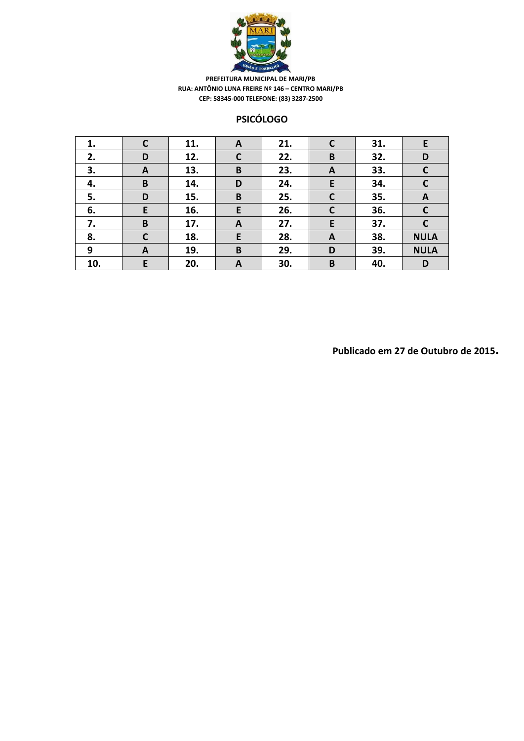PREFEITURA MUNICIPAL DE MARI/PB
RUA: ANTÔNIO LUNA FREIRE Nº 146 – CENTRO MARI/PB
CEP: 58345-000 TELEFONE: (83) 3287-2500

## PSICÓLOGO

| | | | | | | | |
|---|---|---|---|---|---|---|---|
| 1. | C | 11. | A | 21. | C | 31. | E |
| 2. | D | 12. | C | 22. | B | 32. | D |
| 3. | A | 13. | B | 23. | A | 33. | C |
| 4. | B | 14. | D | 24. | E | 34. | C |
| 5. | D | 15. | B | 25. | C | 35. | A |
| 6. | E | 16. | E | 26. | C | 36. | C |
| 7. | B | 17. | A | 27. | E | 37. | C |
| 8. | C | 18. | E | 28. | A | 38. | NULA |
| 9 | A | 19. | B | 29. | D | 39. | NULA |
| 10. | E | 20. | A | 30. | B | 40. | D |

**Publicado em 27 de Outubro de 2015.**